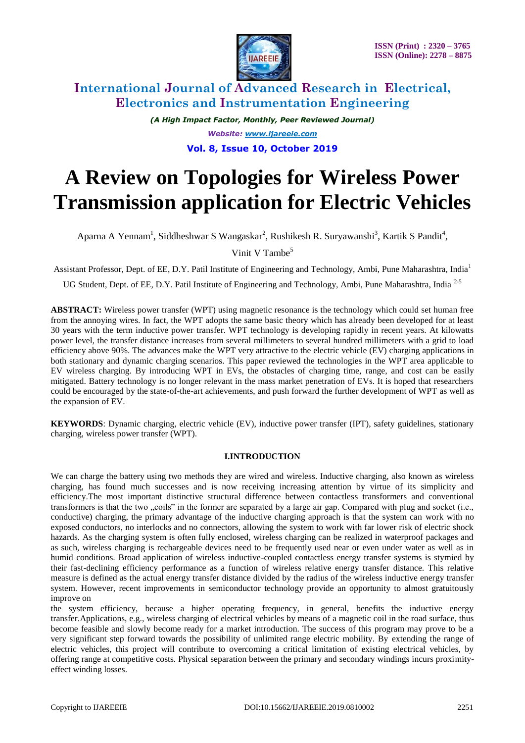# A Review on Topologies for Wireless Power Transmission application for Electric Vehicles

Aparna A Yennam[1], Siddheshwar S Wangaskar[2], Rushikesh R. Suryawanshi[3], Kartik S Pandit[4], Vinit V Tambe[5]

Assistant Professor, Dept. of EE, D.Y. Patil Institute of Engineering and Technology, Ambi, Pune Maharashtra, India[1]

UG Student, Dept. of EE, D.Y. Patil Institute of Engineering and Technology, Ambi, Pune Maharashtra, India [2-5]

**ABSTRACT:** Wireless power transfer (WPT) using magnetic resonance is the technology which could set human free from the annoying wires. In fact, the WPT adopts the same basic theory which has already been developed for at least 30 years with the term inductive power transfer. WPT technology is developing rapidly in recent years. At kilowatts power level, the transfer distance increases from several millimeters to several hundred millimeters with a grid to load efficiency above 90%. The advances make the WPT very attractive to the electric vehicle (EV) charging applications in both stationary and dynamic charging scenarios. This paper reviewed the technologies in the WPT area applicable to EV wireless charging. By introducing WPT in EVs, the obstacles of charging time, range, and cost can be easily mitigated. Battery technology is no longer relevant in the mass market penetration of EVs. It is hoped that researchers could be encouraged by the state-of-the-art achievements, and push forward the further development of WPT as well as the expansion of EV.

**KEYWORDS**: Dynamic charging, electric vehicle (EV), inductive power transfer (IPT), safety guidelines, stationary charging, wireless power transfer (WPT).

## I.INTRODUCTION

We can charge the battery using two methods they are wired and wireless. Inductive charging, also known as wireless charging, has found much successes and is now receiving increasing attention by virtue of its simplicity and efficiency.The most important distinctive structural difference between contactless transformers and conventional transformers is that the two „coils" in the former are separated by a large air gap. Compared with plug and socket (i.e., conductive) charging, the primary advantage of the inductive charging approach is that the system can work with no exposed conductors, no interlocks and no connectors, allowing the system to work with far lower risk of electric shock hazards. As the charging system is often fully enclosed, wireless charging can be realized in waterproof packages and as such, wireless charging is rechargeable devices need to be frequently used near or even under water as well as in humid conditions. Broad application of wireless inductive-coupled contactless energy transfer systems is stymied by their fast-declining efficiency performance as a function of wireless relative energy transfer distance. This relative measure is defined as the actual energy transfer distance divided by the radius of the wireless inductive energy transfer system. However, recent improvements in semiconductor technology provide an opportunity to almost gratuitously improve on the system efficiency, because a higher operating frequency, in general, benefits the inductive energy transfer.Applications, e.g., wireless charging of electrical vehicles by means of a magnetic coil in the road surface, thus become feasible and slowly become ready for a market introduction. The success of this program may prove to be a very significant step forward towards the possibility of unlimited range electric mobility. By extending the range of electric vehicles, this project will contribute to overcoming a critical limitation of existing electrical vehicles, by offering range at competitive costs. Physical separation between the primary and secondary windings incurs proximity-effect winding losses.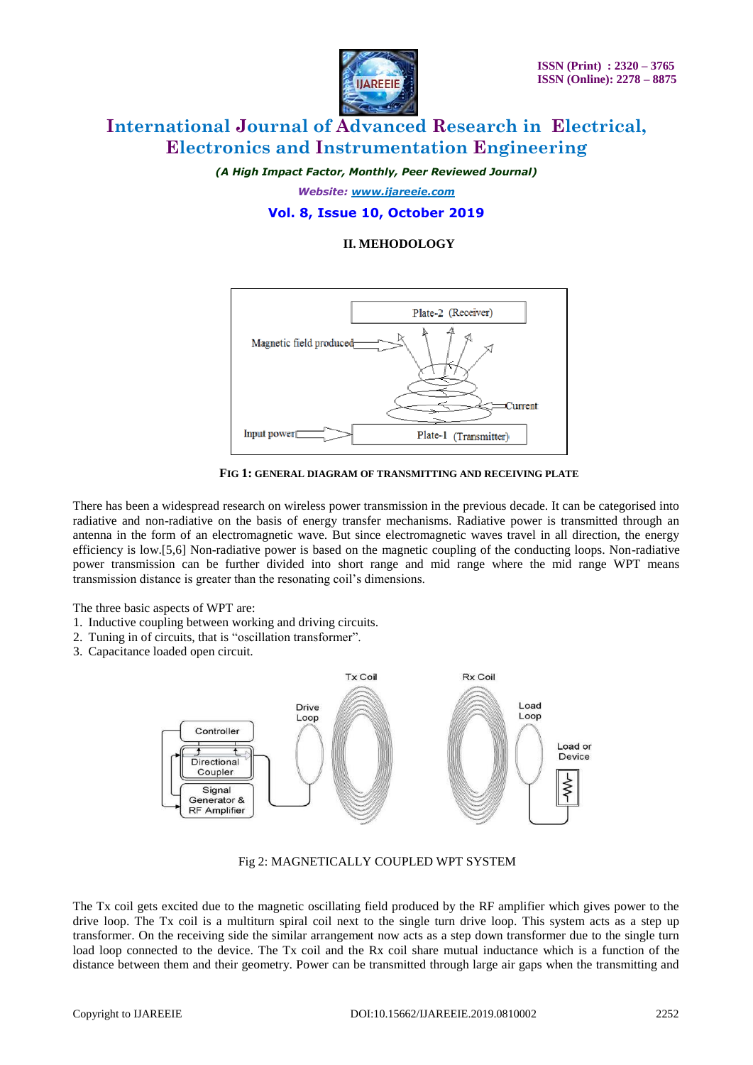## II. MEHODOLOGY

FIG 1: GENERAL DIAGRAM OF TRANSMITTING AND RECEIVING PLATE

There has been a widespread research on wireless power transmission in the previous decade. It can be categorised into radiative and non-radiative on the basis of energy transfer mechanisms. Radiative power is transmitted through an antenna in the form of an electromagnetic wave. But since electromagnetic waves travel in all direction, the energy efficiency is low.[5,6] Non-radiative power is based on the magnetic coupling of the conducting loops. Non-radiative power transmission can be further divided into short range and mid range where the mid range WPT means transmission distance is greater than the resonating coil's dimensions.

The three basic aspects of WPT are:

1. Inductive coupling between working and driving circuits.
2. Tuning in of circuits, that is "oscillation transformer".
3. Capacitance loaded open circuit.

Fig 2: MAGNETICALLY COUPLED WPT SYSTEM

The Tx coil gets excited due to the magnetic oscillating field produced by the RF amplifier which gives power to the drive loop. The Tx coil is a multiturn spiral coil next to the single turn drive loop. This system acts as a step up transformer. On the receiving side the similar arrangement now acts as a step down transformer due to the single turn load loop connected to the device. The Tx coil and the Rx coil share mutual inductance which is a function of the distance between them and their geometry. Power can be transmitted through large air gaps when the transmitting and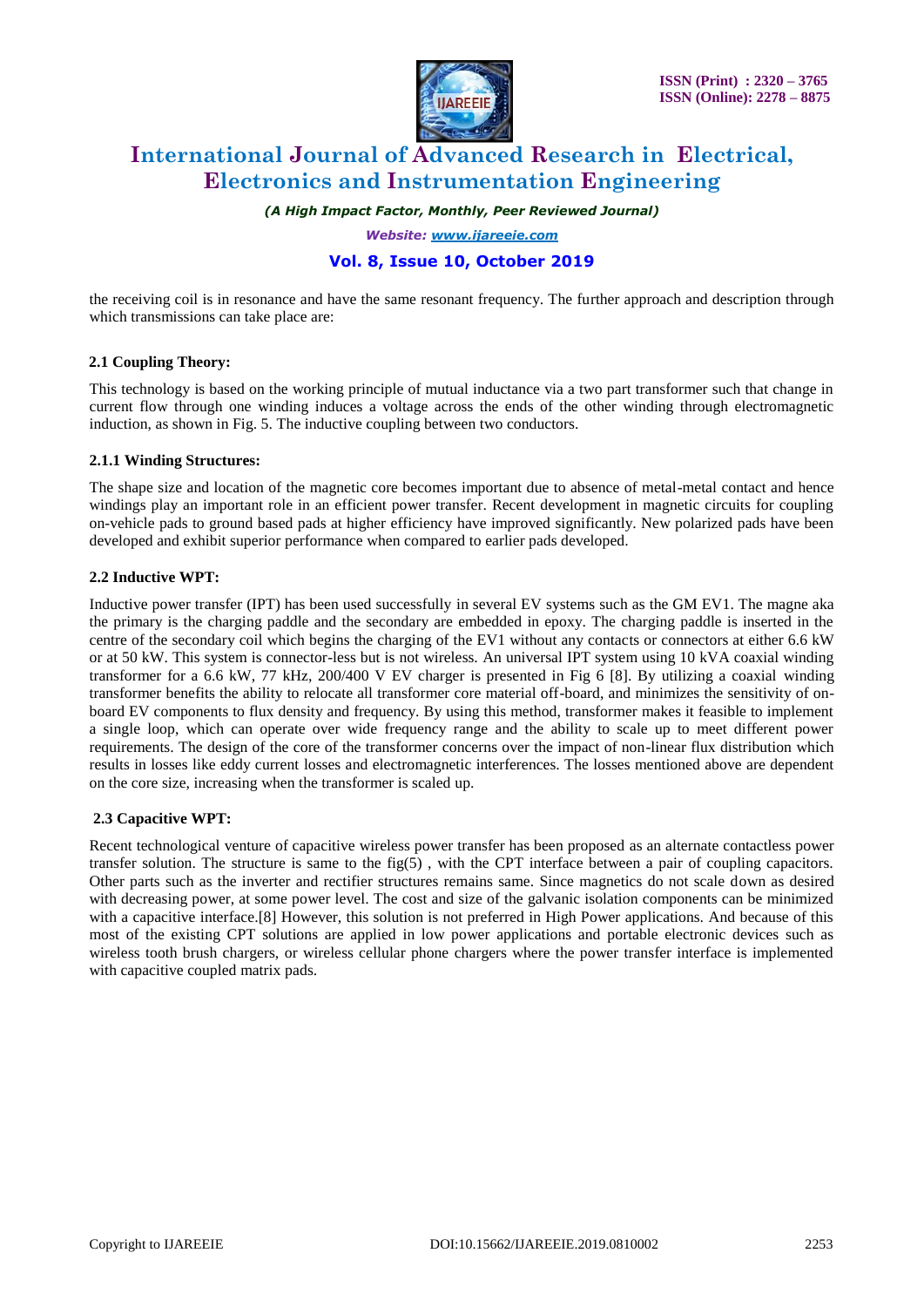the receiving coil is in resonance and have the same resonant frequency. The further approach and description through which transmissions can take place are:

### 2.1 Coupling Theory:

This technology is based on the working principle of mutual inductance via a two part transformer such that change in current flow through one winding induces a voltage across the ends of the other winding through electromagnetic induction, as shown in Fig. 5. The inductive coupling between two conductors.

#### 2.1.1 Winding Structures:

The shape size and location of the magnetic core becomes important due to absence of metal-metal contact and hence windings play an important role in an efficient power transfer. Recent development in magnetic circuits for coupling on-vehicle pads to ground based pads at higher efficiency have improved significantly. New polarized pads have been developed and exhibit superior performance when compared to earlier pads developed.

### 2.2 Inductive WPT:

Inductive power transfer (IPT) has been used successfully in several EV systems such as the GM EV1. The magne aka the primary is the charging paddle and the secondary are embedded in epoxy. The charging paddle is inserted in the centre of the secondary coil which begins the charging of the EV1 without any contacts or connectors at either 6.6 kW or at 50 kW. This system is connector-less but is not wireless. An universal IPT system using 10 kVA coaxial winding transformer for a 6.6 kW, 77 kHz, 200/400 V EV charger is presented in Fig 6 [8]. By utilizing a coaxial winding transformer benefits the ability to relocate all transformer core material off-board, and minimizes the sensitivity of on-board EV components to flux density and frequency. By using this method, transformer makes it feasible to implement a single loop, which can operate over wide frequency range and the ability to scale up to meet different power requirements. The design of the core of the transformer concerns over the impact of non-linear flux distribution which results in losses like eddy current losses and electromagnetic interferences. The losses mentioned above are dependent on the core size, increasing when the transformer is scaled up.

### 2.3 Capacitive WPT:

Recent technological venture of capacitive wireless power transfer has been proposed as an alternate contactless power transfer solution. The structure is same to the fig(5) , with the CPT interface between a pair of coupling capacitors. Other parts such as the inverter and rectifier structures remains same. Since magnetics do not scale down as desired with decreasing power, at some power level. The cost and size of the galvanic isolation components can be minimized with a capacitive interface.[8] However, this solution is not preferred in High Power applications. And because of this most of the existing CPT solutions are applied in low power applications and portable electronic devices such as wireless tooth brush chargers, or wireless cellular phone chargers where the power transfer interface is implemented with capacitive coupled matrix pads.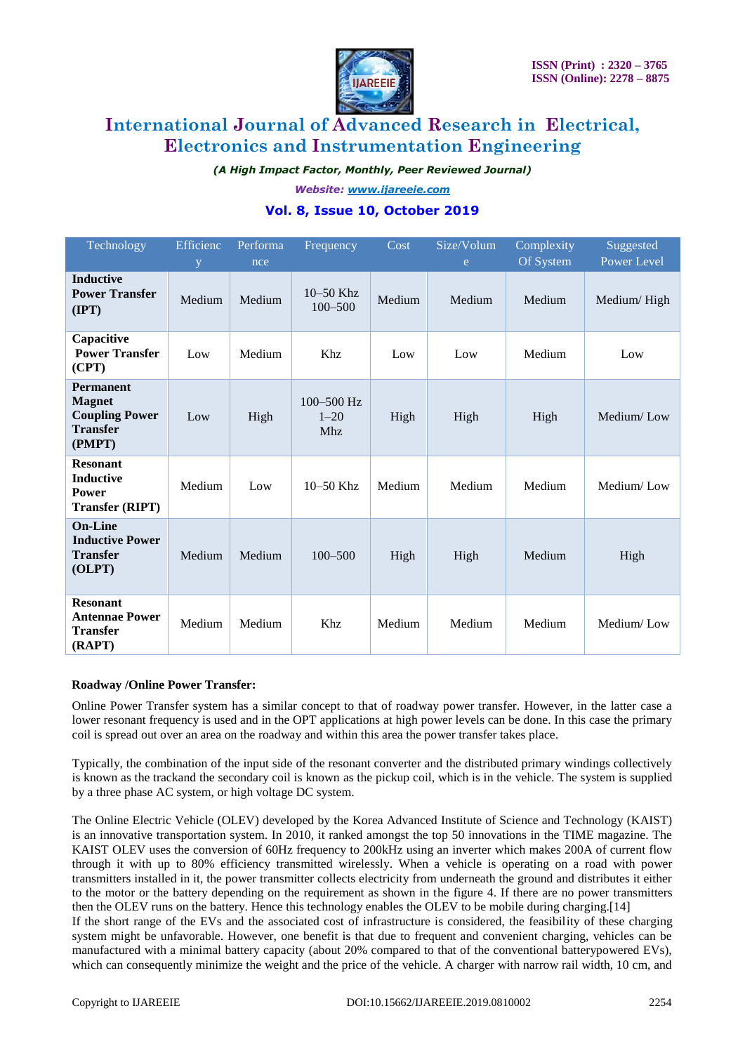| Technology | Efficiency | Performance | Frequency | Cost | Size/Volume | Complexity Of System | Suggested Power Level |
|---|---|---|---|---|---|---|---|
| **Inductive Power Transfer (IPT)** | Medium | Medium | 10–50 Khz 100–500 | Medium | Medium | Medium | Medium/ High |
| **Capacitive Power Transfer (CPT)** | Low | Medium | Khz | Low | Low | Medium | Low |
| **Permanent Magnet Coupling Power Transfer (PMPT)** | Low | High | 100–500 Hz 1–20 Mhz | High | High | High | Medium/ Low |
| **Resonant Inductive Power Transfer (RIPT)** | Medium | Low | 10–50 Khz | Medium | Medium | Medium | Medium/ Low |
| **On-Line Inductive Power Transfer (OLPT)** | Medium | Medium | 100–500 | High | High | Medium | High |
| **Resonant Antennae Power Transfer (RAPT)** | Medium | Medium | Khz | Medium | Medium | Medium | Medium/ Low |

**Roadway /Online Power Transfer:**

Online Power Transfer system has a similar concept to that of roadway power transfer. However, in the latter case a lower resonant frequency is used and in the OPT applications at high power levels can be done. In this case the primary coil is spread out over an area on the roadway and within this area the power transfer takes place.

Typically, the combination of the input side of the resonant converter and the distributed primary windings collectively is known as the trackand the secondary coil is known as the pickup coil, which is in the vehicle. The system is supplied by a three phase AC system, or high voltage DC system.

The Online Electric Vehicle (OLEV) developed by the Korea Advanced Institute of Science and Technology (KAIST) is an innovative transportation system. In 2010, it ranked amongst the top 50 innovations in the TIME magazine. The KAIST OLEV uses the conversion of 60Hz frequency to 200kHz using an inverter which makes 200A of current flow through it with up to 80% efficiency transmitted wirelessly. When a vehicle is operating on a road with power transmitters installed in it, the power transmitter collects electricity from underneath the ground and distributes it either to the motor or the battery depending on the requirement as shown in the figure 4. If there are no power transmitters then the OLEV runs on the battery. Hence this technology enables the OLEV to be mobile during charging.[14]

If the short range of the EVs and the associated cost of infrastructure is considered, the feasibility of these charging system might be unfavorable. However, one benefit is that due to frequent and convenient charging, vehicles can be manufactured with a minimal battery capacity (about 20% compared to that of the conventional batterypowered EVs), which can consequently minimize the weight and the price of the vehicle. A charger with narrow rail width, 10 cm, and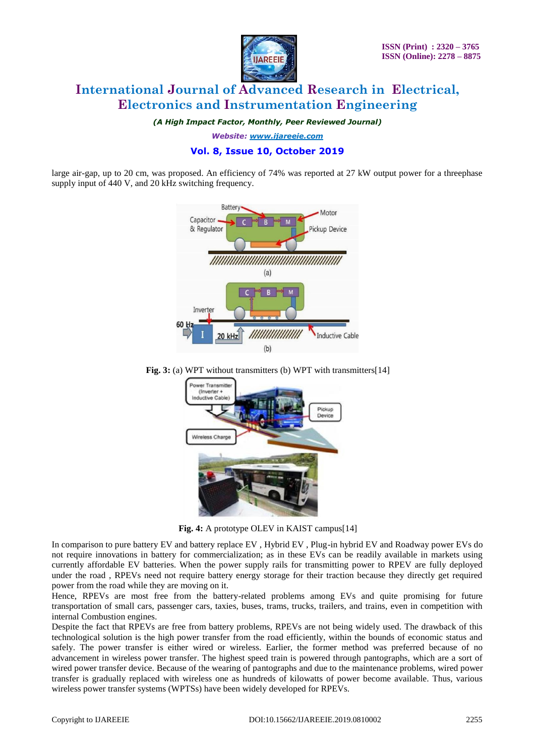large air-gap, up to 20 cm, was proposed. An efficiency of 74% was reported at 27 kW output power for a threephase supply input of 440 V, and 20 kHz switching frequency.

**Fig. 3:** (a) WPT without transmitters (b) WPT with transmitters[14]

**Fig. 4:** A prototype OLEV in KAIST campus[14]

In comparison to pure battery EV and battery replace EV , Hybrid EV , Plug-in hybrid EV and Roadway power EVs do not require innovations in battery for commercialization; as in these EVs can be readily available in markets using currently affordable EV batteries. When the power supply rails for transmitting power to RPEV are fully deployed under the road , RPEVs need not require battery energy storage for their traction because they directly get required power from the road while they are moving on it.

Hence, RPEVs are most free from the battery-related problems among EVs and quite promising for future transportation of small cars, passenger cars, taxies, buses, trams, trucks, trailers, and trains, even in competition with internal Combustion engines.

Despite the fact that RPEVs are free from battery problems, RPEVs are not being widely used. The drawback of this technological solution is the high power transfer from the road efficiently, within the bounds of economic status and safely. The power transfer is either wired or wireless. Earlier, the former method was preferred because of no advancement in wireless power transfer. The highest speed train is powered through pantographs, which are a sort of wired power transfer device. Because of the wearing of pantographs and due to the maintenance problems, wired power transfer is gradually replaced with wireless one as hundreds of kilowatts of power become available. Thus, various wireless power transfer systems (WPTSs) have been widely developed for RPEVs.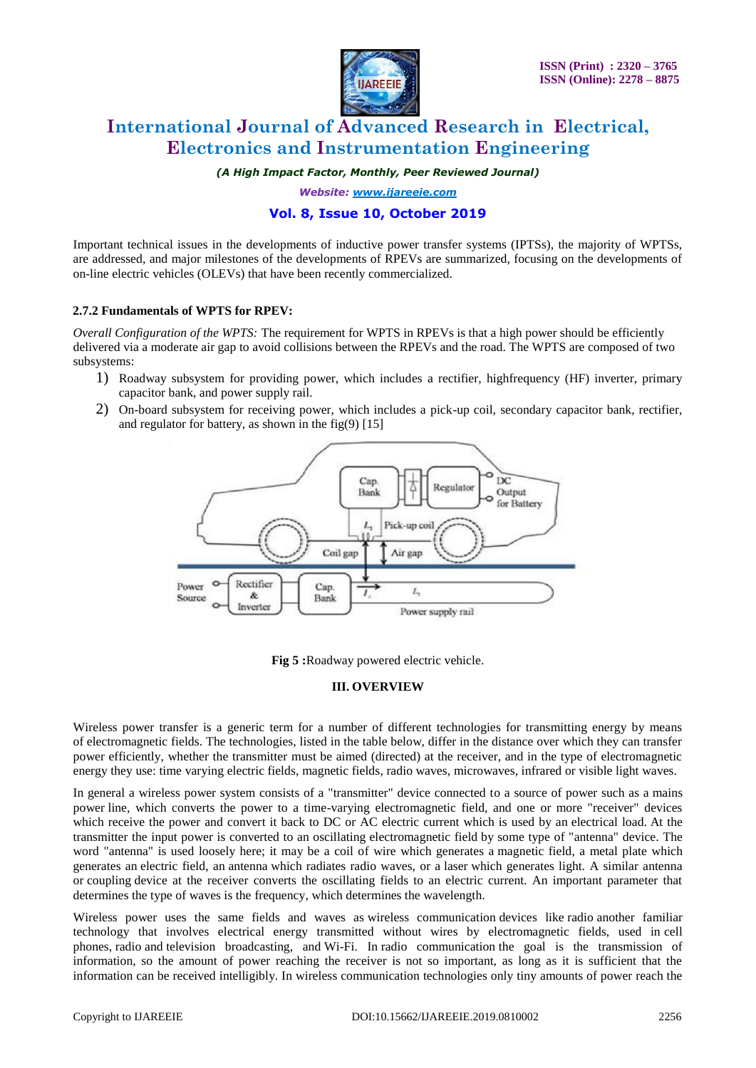Important technical issues in the developments of inductive power transfer systems (IPTSs), the majority of WPTSs, are addressed, and major milestones of the developments of RPEVs are summarized, focusing on the developments of on-line electric vehicles (OLEVs) that have been recently commercialized.

### 2.7.2 Fundamentals of WPTS for RPEV:

*Overall Configuration of the WPTS:* The requirement for WPTS in RPEVs is that a high power should be efficiently delivered via a moderate air gap to avoid collisions between the RPEVs and the road. The WPTS are composed of two subsystems:

1) Roadway subsystem for providing power, which includes a rectifier, highfrequency (HF) inverter, primary capacitor bank, and power supply rail.
2) On-board subsystem for receiving power, which includes a pick-up coil, secondary capacitor bank, rectifier, and regulator for battery, as shown in the fig(9) [15]

**Fig 5 :**Roadway powered electric vehicle.

## III. OVERVIEW

Wireless power transfer is a generic term for a number of different technologies for transmitting energy by means of electromagnetic fields. The technologies, listed in the table below, differ in the distance over which they can transfer power efficiently, whether the transmitter must be aimed (directed) at the receiver, and in the type of electromagnetic energy they use: time varying electric fields, magnetic fields, radio waves, microwaves, infrared or visible light waves.

In general a wireless power system consists of a "transmitter" device connected to a source of power such as a mains power line, which converts the power to a time-varying electromagnetic field, and one or more "receiver" devices which receive the power and convert it back to DC or AC electric current which is used by an electrical load. At the transmitter the input power is converted to an oscillating electromagnetic field by some type of "antenna" device. The word "antenna" is used loosely here; it may be a coil of wire which generates a magnetic field, a metal plate which generates an electric field, an antenna which radiates radio waves, or a laser which generates light. A similar antenna or coupling device at the receiver converts the oscillating fields to an electric current. An important parameter that determines the type of waves is the frequency, which determines the wavelength.

Wireless power uses the same fields and waves as wireless communication devices like radio another familiar technology that involves electrical energy transmitted without wires by electromagnetic fields, used in cell phones, radio and television broadcasting, and Wi-Fi. In radio communication the goal is the transmission of information, so the amount of power reaching the receiver is not so important, as long as it is sufficient that the information can be received intelligibly. In wireless communication technologies only tiny amounts of power reach the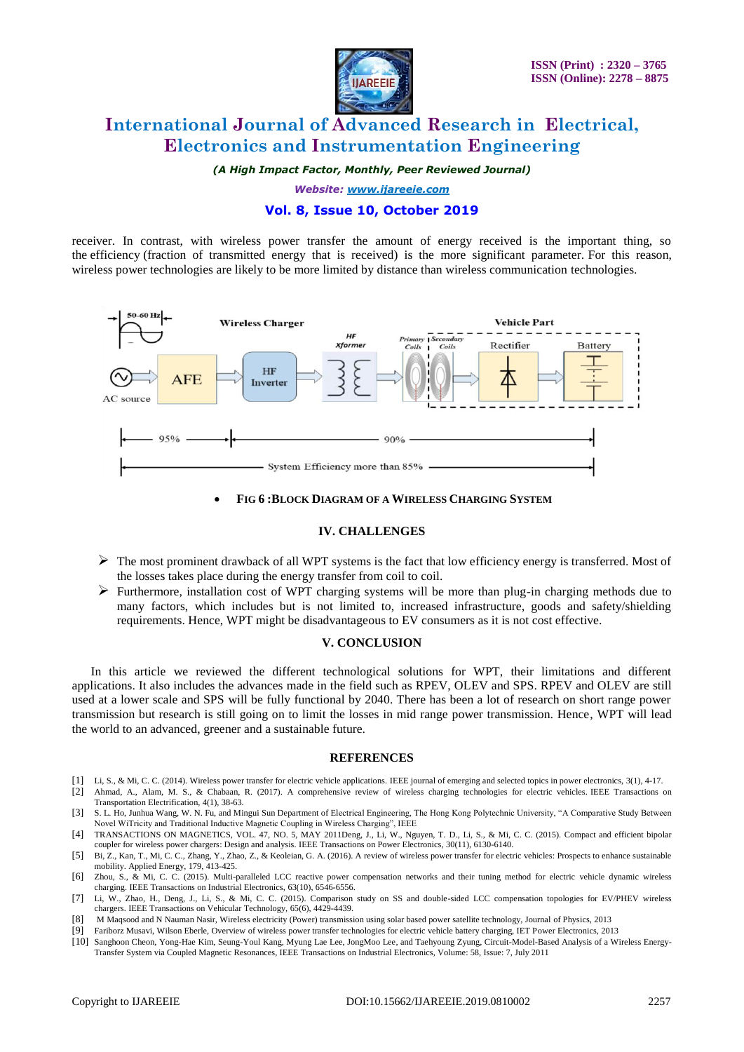receiver. In contrast, with wireless power transfer the amount of energy received is the important thing, so the efficiency (fraction of transmitted energy that is received) is the more significant parameter. For this reason, wireless power technologies are likely to be more limited by distance than wireless communication technologies.

50-60 Hz

Wireless Charger

Vehicle Part

HF Xformer

Primary Coils

Secondary Coils

AC source

AFE

HF Inverter

Rectifier

Battery

95%

90%

System Efficiency more than 85%

- FIG 6 :BLOCK DIAGRAM OF A WIRELESS CHARGING SYSTEM

## IV. CHALLENGES

- The most prominent drawback of all WPT systems is the fact that low efficiency energy is transferred. Most of the losses takes place during the energy transfer from coil to coil.
- Furthermore, installation cost of WPT charging systems will be more than plug-in charging methods due to many factors, which includes but is not limited to, increased infrastructure, goods and safety/shielding requirements. Hence, WPT might be disadvantageous to EV consumers as it is not cost effective.

## V. CONCLUSION

In this article we reviewed the different technological solutions for WPT, their limitations and different applications. It also includes the advances made in the field such as RPEV, OLEV and SPS. RPEV and OLEV are still used at a lower scale and SPS will be fully functional by 2040. There has been a lot of research on short range power transmission but research is still going on to limit the losses in mid range power transmission. Hence, WPT will lead the world to an advanced, greener and a sustainable future.

## REFERENCES

[1] Li, S., & Mi, C. C. (2014). Wireless power transfer for electric vehicle applications. IEEE journal of emerging and selected topics in power electronics, 3(1), 4-17.

[2] Ahmad, A., Alam, M. S., & Chabaan, R. (2017). A comprehensive review of wireless charging technologies for electric vehicles. IEEE Transactions on Transportation Electrification, 4(1), 38-63.

[3] S. L. Ho, Junhua Wang, W. N. Fu, and Mingui Sun Department of Electrical Engineering, The Hong Kong Polytechnic University, "A Comparative Study Between Novel WiTricity and Traditional Inductive Magnetic Coupling in Wireless Charging", IEEE

[4] TRANSACTIONS ON MAGNETICS, VOL. 47, NO. 5, MAY 2011Deng, J., Li, W., Nguyen, T. D., Li, S., & Mi, C. C. (2015). Compact and efficient bipolar coupler for wireless power chargers: Design and analysis. IEEE Transactions on Power Electronics, 30(11), 6130-6140.

[5] Bi, Z., Kan, T., Mi, C. C., Zhang, Y., Zhao, Z., & Keoleian, G. A. (2016). A review of wireless power transfer for electric vehicles: Prospects to enhance sustainable mobility. Applied Energy, 179, 413-425.

[6] Zhou, S., & Mi, C. C. (2015). Multi-paralleled LCC reactive power compensation networks and their tuning method for electric vehicle dynamic wireless charging. IEEE Transactions on Industrial Electronics, 63(10), 6546-6556.

[7] Li, W., Zhao, H., Deng, J., Li, S., & Mi, C. C. (2015). Comparison study on SS and double-sided LCC compensation topologies for EV/PHEV wireless chargers. IEEE Transactions on Vehicular Technology, 65(6), 4429-4439.

[8] M Maqsood and N Nauman Nasir, Wireless electricity (Power) transmission using solar based power satellite technology, Journal of Physics, 2013

[9] Fariborz Musavi, Wilson Eberle, Overview of wireless power transfer technologies for electric vehicle battery charging, IET Power Electronics, 2013

[10] Sanghoon Cheon, Yong-Hae Kim, Seung-Youl Kang, Myung Lae Lee, JongMoo Lee, and Taehyoung Zyung, Circuit-Model-Based Analysis of a Wireless Energy-Transfer System via Coupled Magnetic Resonances, IEEE Transactions on Industrial Electronics, Volume: 58, Issue: 7, July 2011